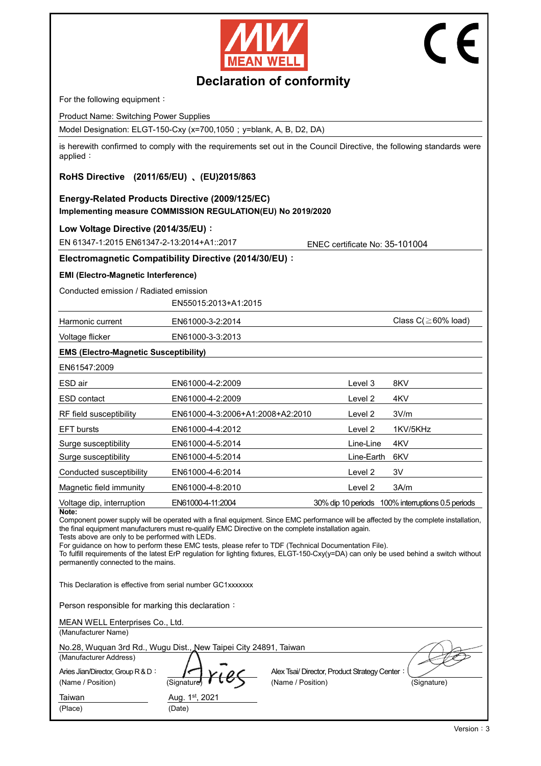# Declaration of conformity

For the following equipment：

Product Name: Switching Power Supplies

Model Designation: ELGT-150-Cxy (x=700,1050；y=blank, A, B, D2, DA)

is herewith confirmed to comply with the requirements set out in the Council Directive, the following standards were applied：

**RoHS Directive (2011/65/EU) 、(EU)2015/863**

**Energy-Related Products Directive (2009/125/EC)**
**Implementing measure COMMISSION REGULATION(EU) No 2019/2020**

**Low Voltage Directive (2014/35/EU)：**

EN 61347-1:2015 EN61347-2-13:2014+A1::2017 ENEC certificate No: 35-101004

**Electromagnetic Compatibility Directive (2014/30/EU)：**

**EMI (Electro-Magnetic Interference)**

| Item | Standard | | |
|---|---|---|---|
| Conducted emission / Radiated emission | EN55015:2013+A1:2015 | | |
| Harmonic current | EN61000-3-2:2014 | | Class C(≧60% load) |
| Voltage flicker | EN61000-3-3:2013 | | |

**EMS (Electro-Magnetic Susceptibility)**

EN61547:2009

| Item | Standard | | |
|---|---|---|---|
| ESD air | EN61000-4-2:2009 | Level 3 | 8KV |
| ESD contact | EN61000-4-2:2009 | Level 2 | 4KV |
| RF field susceptibility | EN61000-4-3:2006+A1:2008+A2:2010 | Level 2 | 3V/m |
| EFT bursts | EN61000-4-4:2012 | Level 2 | 1KV/5KHz |
| Surge susceptibility | EN61000-4-5:2014 | Line-Line | 4KV |
| Surge susceptibility | EN61000-4-5:2014 | Line-Earth | 6KV |
| Conducted susceptibility | EN61000-4-6:2014 | Level 2 | 3V |
| Magnetic field immunity | EN61000-4-8:2010 | Level 2 | 3A/m |
| Voltage dip, interruption | EN61000-4-11:2004 | 30% dip 10 periods | 100% interruptions 0.5 periods |

**Note:**
Component power supply will be operated with a final equipment. Since EMC performance will be affected by the complete installation, the final equipment manufacturers must re-qualify EMC Directive on the complete installation again.
Tests above are only to be performed with LEDs.
For guidance on how to perform these EMC tests, please refer to TDF (Technical Documentation File).
To fulfill requirements of the latest ErP regulation for lighting fixtures, ELGT-150-Cxy(y=DA) can only be used behind a switch without permanently connected to the mains.

This Declaration is effective from serial number GC1xxxxxxx

Person responsible for marking this declaration：

MEAN WELL Enterprises Co., Ltd.
(Manufacturer Name)

No.28, Wuquan 3rd Rd., Wugu Dist., New Taipei City 24891, Taiwan
(Manufacturer Address)

Aries Jian/Director, Group R & D：
(Name / Position) (Signature)

Alex Tsai/ Director, Product Strategy Center：
(Name / Position) (Signature)

Taiwan
(Place)

Aug. 1st, 2021
(Date)

Version：3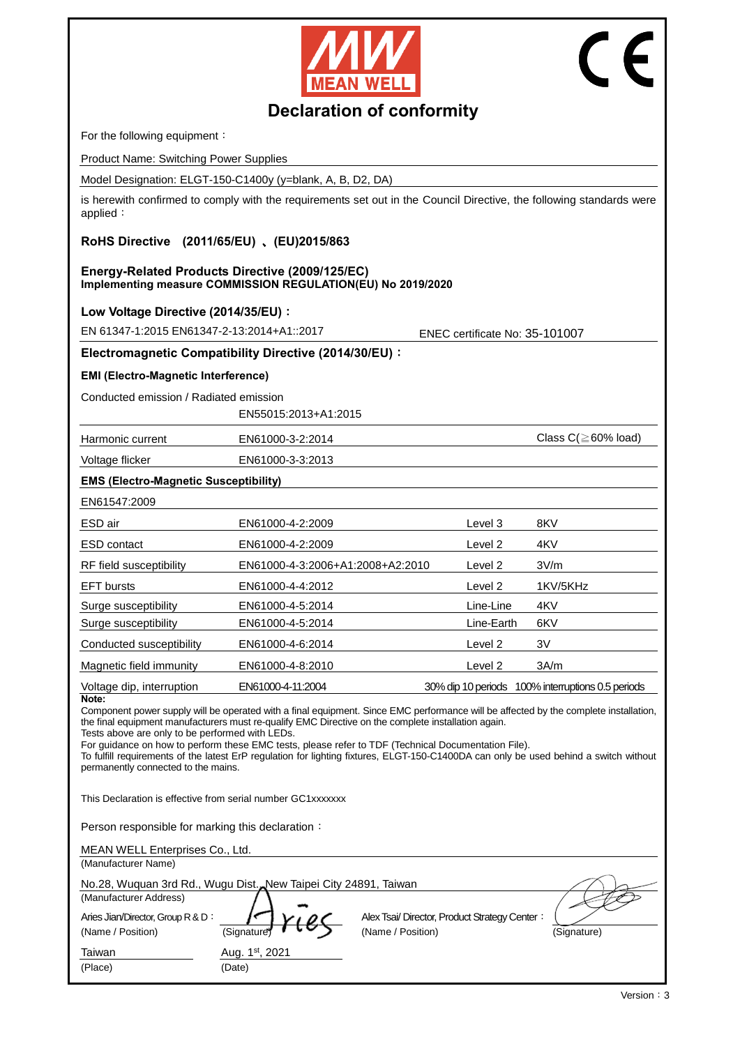# Declaration of conformity

For the following equipment：

Product Name: Switching Power Supplies

Model Designation: ELGT-150-C1400y (y=blank, A, B, D2, DA)

is herewith confirmed to comply with the requirements set out in the Council Directive, the following standards were applied：

**RoHS Directive (2011/65/EU) 、(EU)2015/863**

**Energy-Related Products Directive (2009/125/EC)**
**Implementing measure COMMISSION REGULATION(EU) No 2019/2020**

**Low Voltage Directive (2014/35/EU)：**

EN 61347-1:2015 EN61347-2-13:2014+A1::2017 ENEC certificate No: 35-101007

**Electromagnetic Compatibility Directive (2014/30/EU)：**

**EMI (Electro-Magnetic Interference)**

| | | | |
|---|---|---|---|
| Conducted emission / Radiated emission | EN55015:2013+A1:2015 | | |
| Harmonic current | EN61000-3-2:2014 | | Class C(≧60% load) |
| Voltage flicker | EN61000-3-3:2013 | | |

**EMS (Electro-Magnetic Susceptibility)**

EN61547:2009

| | | | |
|---|---|---|---|
| ESD air | EN61000-4-2:2009 | Level 3 | 8KV |
| ESD contact | EN61000-4-2:2009 | Level 2 | 4KV |
| RF field susceptibility | EN61000-4-3:2006+A1:2008+A2:2010 | Level 2 | 3V/m |
| EFT bursts | EN61000-4-4:2012 | Level 2 | 1KV/5KHz |
| Surge susceptibility | EN61000-4-5:2014 | Line-Line | 4KV |
| Surge susceptibility | EN61000-4-5:2014 | Line-Earth | 6KV |
| Conducted susceptibility | EN61000-4-6:2014 | Level 2 | 3V |
| Magnetic field immunity | EN61000-4-8:2010 | Level 2 | 3A/m |
| Voltage dip, interruption | EN61000-4-11:2004 | 30% dip 10 periods | 100% interruptions 0.5 periods |

**Note:**
Component power supply will be operated with a final equipment. Since EMC performance will be affected by the complete installation, the final equipment manufacturers must re-qualify EMC Directive on the complete installation again.
Tests above are only to be performed with LEDs.
For guidance on how to perform these EMC tests, please refer to TDF (Technical Documentation File).
To fulfill requirements of the latest ErP regulation for lighting fixtures, ELGT-150-C1400DA can only be used behind a switch without permanently connected to the mains.

This Declaration is effective from serial number GC1xxxxxxx

Person responsible for marking this declaration：

MEAN WELL Enterprises Co., Ltd.
(Manufacturer Name)

No.28, Wuquan 3rd Rd., Wugu Dist., New Taipei City 24891, Taiwan
(Manufacturer Address)

Aries Jian/Director, Group R & D： (Signature)
(Name / Position)

Alex Tsai/ Director, Product Strategy Center： (Signature)
(Name / Position)

Taiwan — (Place)

Aug. 1st, 2021 — (Date)

Version：3